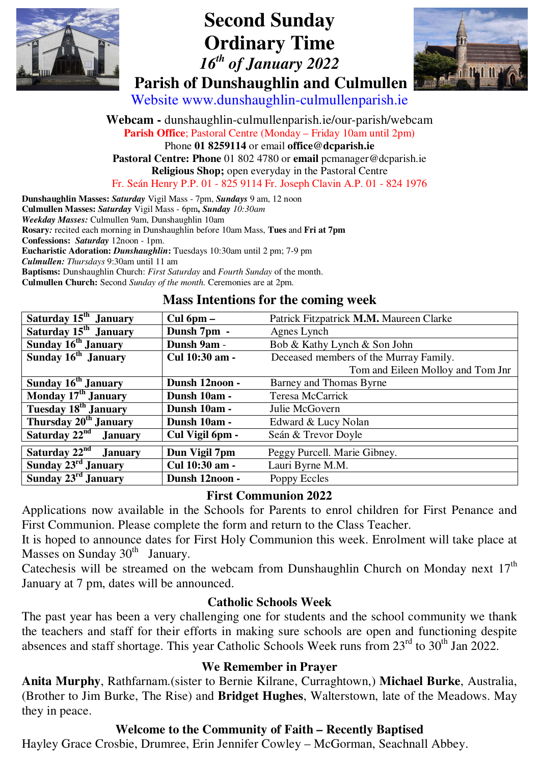# Second Sunday Ordinary Time

*16th of January 2022*

## Parish of Dunshaughlin and Culmullen

Website www.dunshaughlin-culmullenparish.ie

**Webcam -** dunshaughlin-culmullenparish.ie/our-parish/webcam

**Parish Office**; Pastoral Centre (Monday – Friday 10am until 2pm)

Phone **01 8259114** or email **office@dcparish.ie**

**Pastoral Centre: Phone** 01 802 4780 or **email** pcmanager@dcparish.ie

**Religious Shop;** open everyday in the Pastoral Centre

Fr. Seán Henry P.P. 01 - 825 9114 Fr. Joseph Clavin A.P. 01 - 824 1976

**Dunshaughlin Masses:** ***Saturday*** Vigil Mass - 7pm, ***Sundays*** 9 am, 12 noon
**Culmullen Masses:** ***Saturday*** Vigil Mass - 6pm**,** ***Sunday*** *10:30am*
***Weekday Masses:*** Culmullen 9am, Dunshaughlin 10am
**Rosary***:* recited each morning in Dunshaughlin before 10am Mass, **Tues** and **Fri at 7pm**
**Confessions:** ***Saturday*** 12noon - 1pm.
**Eucharistic Adoration:** ***Dunshaughlin*****:** Tuesdays 10:30am until 2 pm; 7-9 pm
***Culmullen:*** *Thursdays* 9:30am until 11 am
**Baptisms:** Dunshaughlin Church: *First Saturday* and *Fourth Sunday* of the month.
**Culmullen Church:** Second *Sunday of the month.* Ceremonies are at 2pm.

### Mass Intentions for the coming week

| Date | Mass | Intention |
|---|---|---|
| **Saturday 15th January** | **Cul 6pm –** | Patrick Fitzpatrick **M.M.** Maureen Clarke |
| **Saturday 15th January** | **Dunsh 7pm -** | Agnes Lynch |
| **Sunday 16th January** | **Dunsh 9am** - | Bob & Kathy Lynch & Son John |
| **Sunday 16th January** | **Cul 10:30 am -** | Deceased members of the Murray Family. Tom and Eileen Molloy and Tom Jnr |
| **Sunday 16th January** | **Dunsh 12noon -** | Barney and Thomas Byrne |
| **Monday 17th January** | **Dunsh 10am -** | Teresa McCarrick |
| **Tuesday 18th January** | **Dunsh 10am -** | Julie McGovern |
| **Thursday 20th January** | **Dunsh 10am -** | Edward & Lucy Nolan |
| **Saturday 22nd January** | **Cul Vigil 6pm -** | Seán & Trevor Doyle |
| **Saturday 22nd January** | **Dun Vigil 7pm** | Peggy Purcell. Marie Gibney. |
| **Sunday 23rd January** | **Cul 10:30 am -** | Lauri Byrne M.M. |
| **Sunday 23rd January** | **Dunsh 12noon -** | Poppy Eccles |

### First Communion 2022

Applications now available in the Schools for Parents to enrol children for First Penance and First Communion. Please complete the form and return to the Class Teacher.

It is hoped to announce dates for First Holy Communion this week. Enrolment will take place at Masses on Sunday 30th January.

Catechesis will be streamed on the webcam from Dunshaughlin Church on Monday next 17th January at 7 pm, dates will be announced.

### Catholic Schools Week

The past year has been a very challenging one for students and the school community we thank the teachers and staff for their efforts in making sure schools are open and functioning despite absences and staff shortage. This year Catholic Schools Week runs from 23rd to 30th Jan 2022.

### We Remember in Prayer

**Anita Murphy**, Rathfarnam.(sister to Bernie Kilrane, Curraghtown,) **Michael Burke**, Australia, (Brother to Jim Burke, The Rise) and **Bridget Hughes**, Walterstown, late of the Meadows. May they in peace.

### Welcome to the Community of Faith – Recently Baptised

Hayley Grace Crosbie, Drumree, Erin Jennifer Cowley – McGorman, Seachnall Abbey.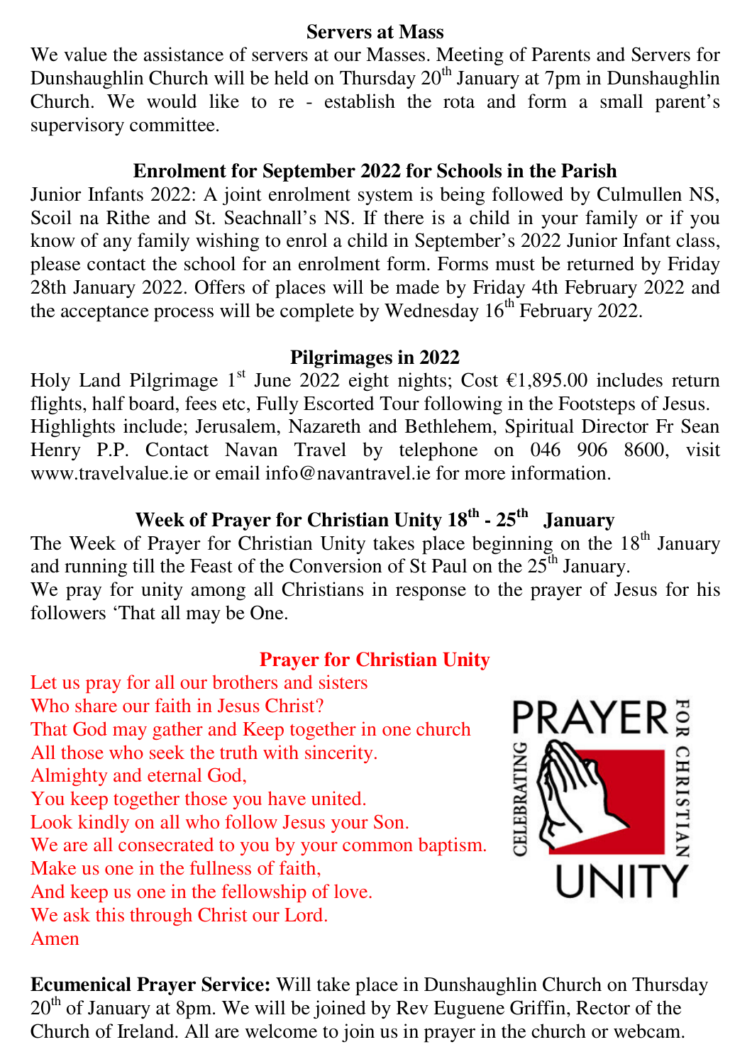## Servers at Mass

We value the assistance of servers at our Masses. Meeting of Parents and Servers for Dunshaughlin Church will be held on Thursday 20th January at 7pm in Dunshaughlin Church. We would like to re - establish the rota and form a small parent's supervisory committee.

## Enrolment for September 2022 for Schools in the Parish

Junior Infants 2022: A joint enrolment system is being followed by Culmullen NS, Scoil na Rithe and St. Seachnall's NS. If there is a child in your family or if you know of any family wishing to enrol a child in September's 2022 Junior Infant class, please contact the school for an enrolment form. Forms must be returned by Friday 28th January 2022. Offers of places will be made by Friday 4th February 2022 and the acceptance process will be complete by Wednesday 16th February 2022.

## Pilgrimages in 2022

Holy Land Pilgrimage 1st June 2022 eight nights; Cost €1,895.00 includes return flights, half board, fees etc, Fully Escorted Tour following in the Footsteps of Jesus. Highlights include; Jerusalem, Nazareth and Bethlehem, Spiritual Director Fr Sean Henry P.P. Contact Navan Travel by telephone on 046 906 8600, visit www.travelvalue.ie or email info@navantravel.ie for more information.

## Week of Prayer for Christian Unity 18th - 25th January

The Week of Prayer for Christian Unity takes place beginning on the 18th January and running till the Feast of the Conversion of St Paul on the 25th January.
We pray for unity among all Christians in response to the prayer of Jesus for his followers 'That all may be One.

## Prayer for Christian Unity

Let us pray for all our brothers and sisters
Who share our faith in Jesus Christ?
That God may gather and Keep together in one church
All those who seek the truth with sincerity.
Almighty and eternal God,
You keep together those you have united.
Look kindly on all who follow Jesus your Son.
We are all consecrated to you by your common baptism.
Make us one in the fullness of faith,
And keep us one in the fellowship of love.
We ask this through Christ our Lord.
Amen

CELEBRATING PRAYER FOR CHRISTIAN UNITY

**Ecumenical Prayer Service:** Will take place in Dunshaughlin Church on Thursday 20th of January at 8pm. We will be joined by Rev Euguene Griffin, Rector of the Church of Ireland. All are welcome to join us in prayer in the church or webcam.